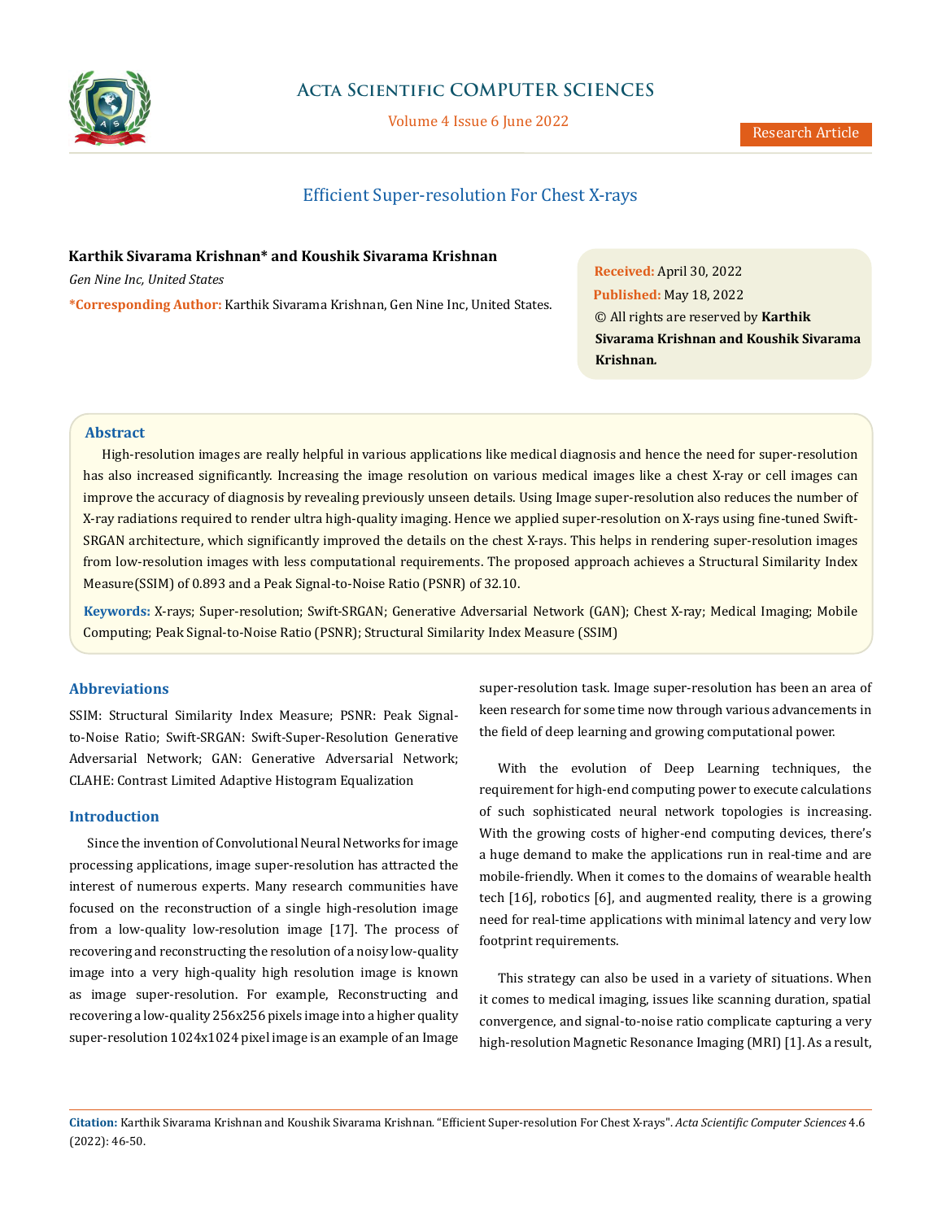# Efficient Super-resolution For Chest X-rays

**Karthik Sivarama Krishnan* and Koushik Sivarama Krishnan**

*Gen Nine Inc, United States*

**\*Corresponding Author:** Karthik Sivarama Krishnan, Gen Nine Inc, United States.

**Received:** April 30, 2022
**Published:** May 18, 2022
© All rights are reserved by **Karthik Sivarama Krishnan and Koushik Sivarama Krishnan.**

## Abstract

High-resolution images are really helpful in various applications like medical diagnosis and hence the need for super-resolution has also increased significantly. Increasing the image resolution on various medical images like a chest X-ray or cell images can improve the accuracy of diagnosis by revealing previously unseen details. Using Image super-resolution also reduces the number of X-ray radiations required to render ultra high-quality imaging. Hence we applied super-resolution on X-rays using fine-tuned Swift-SRGAN architecture, which significantly improved the details on the chest X-rays. This helps in rendering super-resolution images from low-resolution images with less computational requirements. The proposed approach achieves a Structural Similarity Index Measure(SSIM) of 0.893 and a Peak Signal-to-Noise Ratio (PSNR) of 32.10.

**Keywords:** X-rays; Super-resolution; Swift-SRGAN; Generative Adversarial Network (GAN); Chest X-ray; Medical Imaging; Mobile Computing; Peak Signal-to-Noise Ratio (PSNR); Structural Similarity Index Measure (SSIM)

## Abbreviations

SSIM: Structural Similarity Index Measure; PSNR: Peak Signal-to-Noise Ratio; Swift-SRGAN: Swift-Super-Resolution Generative Adversarial Network; GAN: Generative Adversarial Network; CLAHE: Contrast Limited Adaptive Histogram Equalization

## Introduction

Since the invention of Convolutional Neural Networks for image processing applications, image super-resolution has attracted the interest of numerous experts. Many research communities have focused on the reconstruction of a single high-resolution image from a low-quality low-resolution image [17]. The process of recovering and reconstructing the resolution of a noisy low-quality image into a very high-quality high resolution image is known as image super-resolution. For example, Reconstructing and recovering a low-quality 256x256 pixels image into a higher quality super-resolution 1024x1024 pixel image is an example of an Image super-resolution task. Image super-resolution has been an area of keen research for some time now through various advancements in the field of deep learning and growing computational power.

With the evolution of Deep Learning techniques, the requirement for high-end computing power to execute calculations of such sophisticated neural network topologies is increasing. With the growing costs of higher-end computing devices, there's a huge demand to make the applications run in real-time and are mobile-friendly. When it comes to the domains of wearable health tech [16], robotics [6], and augmented reality, there is a growing need for real-time applications with minimal latency and very low footprint requirements.

This strategy can also be used in a variety of situations. When it comes to medical imaging, issues like scanning duration, spatial convergence, and signal-to-noise ratio complicate capturing a very high-resolution Magnetic Resonance Imaging (MRI) [1]. As a result,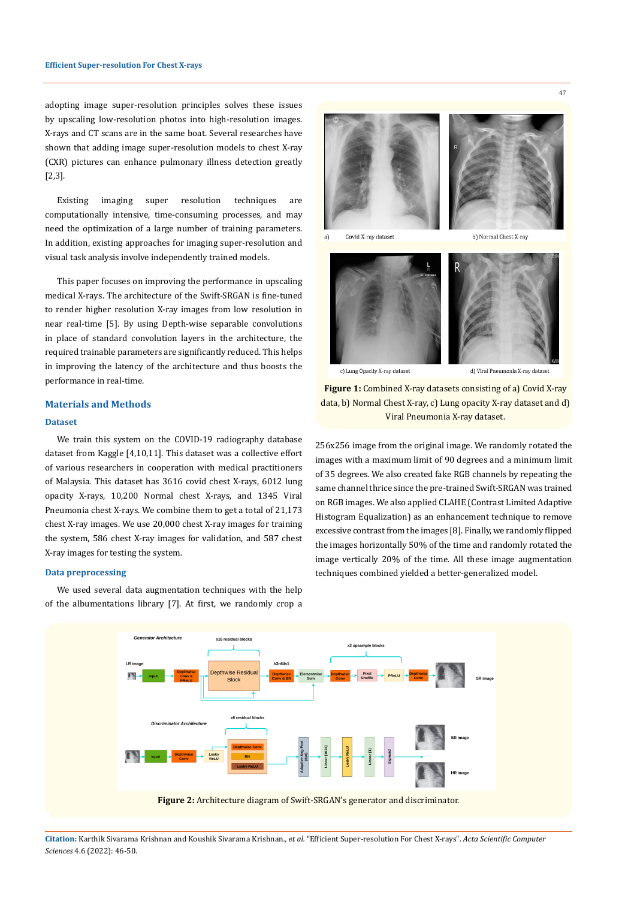adopting image super-resolution principles solves these issues by upscaling low-resolution photos into high-resolution images. X-rays and CT scans are in the same boat. Several researches have shown that adding image super-resolution models to chest X-ray (CXR) pictures can enhance pulmonary illness detection greatly [2,3].

Existing imaging super resolution techniques are computationally intensive, time-consuming processes, and may need the optimization of a large number of training parameters. In addition, existing approaches for imaging super-resolution and visual task analysis involve independently trained models.

This paper focuses on improving the performance in upscaling medical X-rays. The architecture of the Swift-SRGAN is fine-tuned to render higher resolution X-ray images from low resolution in near real-time [5]. By using Depth-wise separable convolutions in place of standard convolution layers in the architecture, the required trainable parameters are significantly reduced. This helps in improving the latency of the architecture and thus boosts the performance in real-time.

## Materials and Methods

### Dataset

We train this system on the COVID-19 radiography database dataset from Kaggle [4,10,11]. This dataset was a collective effort of various researchers in cooperation with medical practitioners of Malaysia. This dataset has 3616 covid chest X-rays, 6012 lung opacity X-rays, 10,200 Normal chest X-rays, and 1345 Viral Pneumonia chest X-rays. We combine them to get a total of 21,173 chest X-ray images. We use 20,000 chest X-ray images for training the system, 586 chest X-ray images for validation, and 587 chest X-ray images for testing the system.

### Data preprocessing

We used several data augmentation techniques with the help of the albumentations library [7]. At first, we randomly crop a 256x256 image from the original image. We randomly rotated the images with a maximum limit of 90 degrees and a minimum limit of 35 degrees. We also created fake RGB channels by repeating the same channel thrice since the pre-trained Swift-SRGAN was trained on RGB images. We also applied CLAHE (Contrast Limited Adaptive Histogram Equalization) as an enhancement technique to remove excessive contrast from the images [8]. Finally, we randomly flipped the images horizontally 50% of the time and randomly rotated the image vertically 20% of the time. All these image augmentation techniques combined yielded a better-generalized model.

**Figure 1:** Combined X-ray datasets consisting of a) Covid X-ray data, b) Normal Chest X-ray, c) Lung opacity X-ray dataset and d) Viral Pneumonia X-ray dataset.

**Figure 2:** Architecture diagram of Swift-SRGAN's generator and discriminator.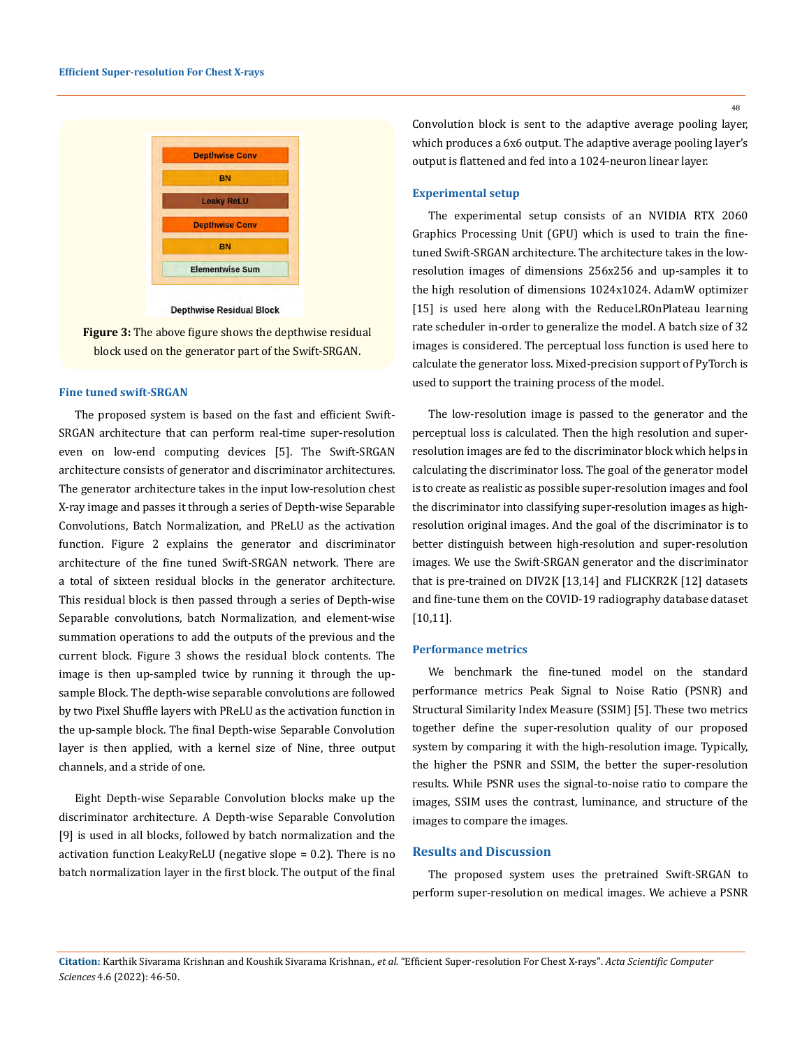Depthwise Conv

BN

Leaky ReLU

Depthwise Conv

BN

Elementwise Sum

Depthwise Residual Block

**Figure 3:** The above figure shows the depthwise residual block used on the generator part of the Swift-SRGAN.

### Fine tuned swift-SRGAN

The proposed system is based on the fast and efficient Swift-SRGAN architecture that can perform real-time super-resolution even on low-end computing devices [5]. The Swift-SRGAN architecture consists of generator and discriminator architectures. The generator architecture takes in the input low-resolution chest X-ray image and passes it through a series of Depth-wise Separable Convolutions, Batch Normalization, and PReLU as the activation function. Figure 2 explains the generator and discriminator architecture of the fine tuned Swift-SRGAN network. There are a total of sixteen residual blocks in the generator architecture. This residual block is then passed through a series of Depth-wise Separable convolutions, batch Normalization, and element-wise summation operations to add the outputs of the previous and the current block. Figure 3 shows the residual block contents. The image is then up-sampled twice by running it through the up-sample Block. The depth-wise separable convolutions are followed by two Pixel Shuffle layers with PReLU as the activation function in the up-sample block. The final Depth-wise Separable Convolution layer is then applied, with a kernel size of Nine, three output channels, and a stride of one.

Eight Depth-wise Separable Convolution blocks make up the discriminator architecture. A Depth-wise Separable Convolution [9] is used in all blocks, followed by batch normalization and the activation function LeakyReLU (negative slope = 0.2). There is no batch normalization layer in the first block. The output of the final Convolution block is sent to the adaptive average pooling layer, which produces a 6x6 output. The adaptive average pooling layer's output is flattened and fed into a 1024-neuron linear layer.

### Experimental setup

The experimental setup consists of an NVIDIA RTX 2060 Graphics Processing Unit (GPU) which is used to train the fine-tuned Swift-SRGAN architecture. The architecture takes in the low-resolution images of dimensions 256x256 and up-samples it to the high resolution of dimensions 1024x1024. AdamW optimizer [15] is used here along with the ReduceLROnPlateau learning rate scheduler in-order to generalize the model. A batch size of 32 images is considered. The perceptual loss function is used here to calculate the generator loss. Mixed-precision support of PyTorch is used to support the training process of the model.

The low-resolution image is passed to the generator and the perceptual loss is calculated. Then the high resolution and super-resolution images are fed to the discriminator block which helps in calculating the discriminator loss. The goal of the generator model is to create as realistic as possible super-resolution images and fool the discriminator into classifying super-resolution images as high-resolution original images. And the goal of the discriminator is to better distinguish between high-resolution and super-resolution images. We use the Swift-SRGAN generator and the discriminator that is pre-trained on DIV2K [13,14] and FLICKR2K [12] datasets and fine-tune them on the COVID-19 radiography database dataset [10,11].

### Performance metrics

We benchmark the fine-tuned model on the standard performance metrics Peak Signal to Noise Ratio (PSNR) and Structural Similarity Index Measure (SSIM) [5]. These two metrics together define the super-resolution quality of our proposed system by comparing it with the high-resolution image. Typically, the higher the PSNR and SSIM, the better the super-resolution results. While PSNR uses the signal-to-noise ratio to compare the images, SSIM uses the contrast, luminance, and structure of the images to compare the images.

## Results and Discussion

The proposed system uses the pretrained Swift-SRGAN to perform super-resolution on medical images. We achieve a PSNR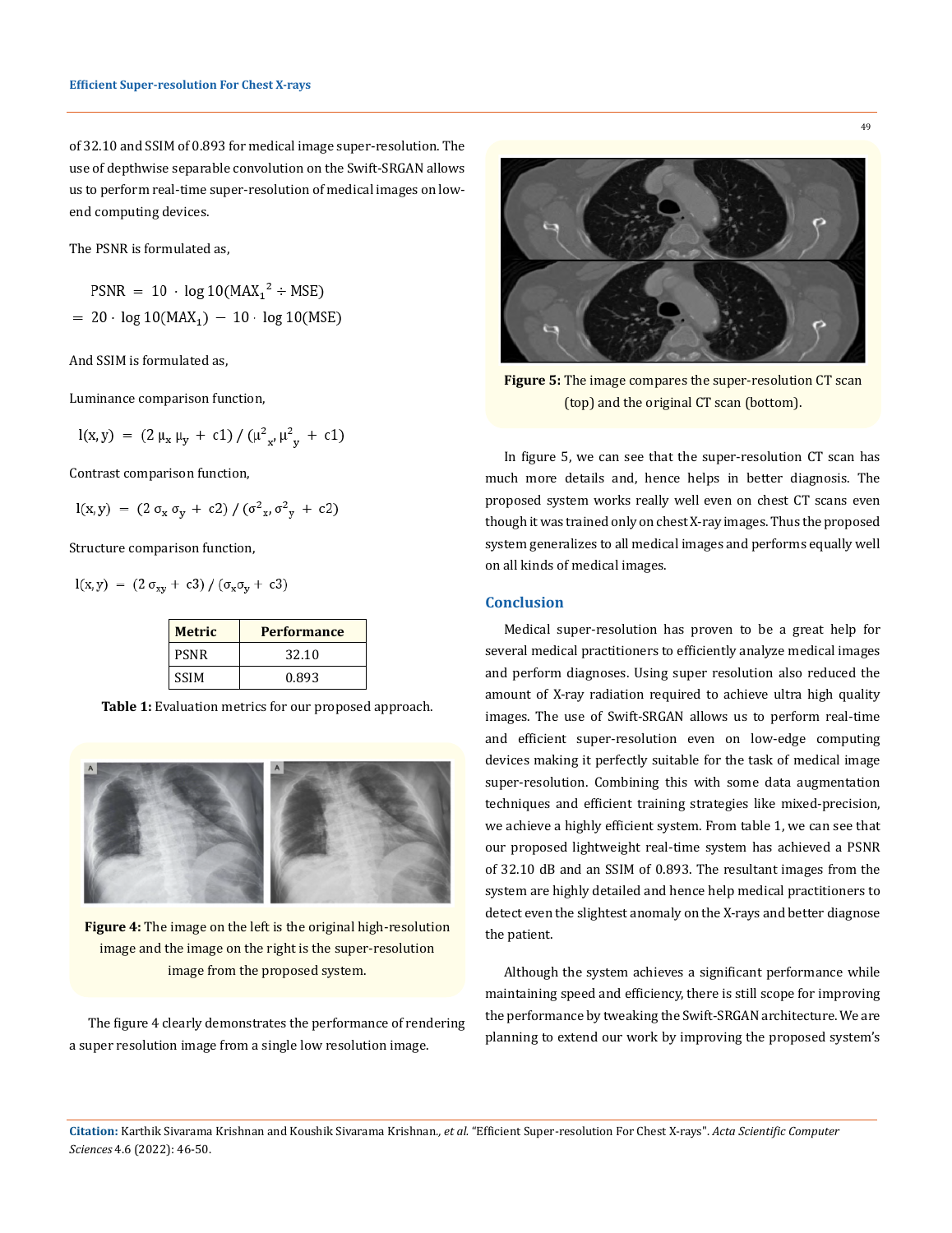of 32.10 and SSIM of 0.893 for medical image super-resolution. The use of depthwise separable convolution on the Swift-SRGAN allows us to perform real-time super-resolution of medical images on low-end computing devices.

The PSNR is formulated as,

$$\text{PSNR} = 10 \cdot \log 10(\text{MAX}_1{}^2 \div \text{MSE})$$
$$= 20 \cdot \log 10(\text{MAX}_1) - 10 \cdot \log 10(\text{MSE})$$

And SSIM is formulated as,

Luminance comparison function,

$$l(x,y) = (2\,\mu_x\,\mu_y + c1) / (\mu^2{}_x, \mu^2{}_y + c1)$$

Contrast comparison function,

$$l(x,y) = (2\,\sigma_x\,\sigma_y + c2) / (\sigma^2{}_x, \sigma^2{}_y + c2)$$

Structure comparison function,

$$l(x,y) = (2\,\sigma_{xy} + c3) / (\sigma_x\sigma_y + c3)$$

| Metric | Performance |
|---|---|
| PSNR | 32.10 |
| SSIM | 0.893 |

**Table 1:** Evaluation metrics for our proposed approach.

**Figure 4:** The image on the left is the original high-resolution image and the image on the right is the super-resolution image from the proposed system.

The figure 4 clearly demonstrates the performance of rendering a super resolution image from a single low resolution image.

**Figure 5:** The image compares the super-resolution CT scan (top) and the original CT scan (bottom).

In figure 5, we can see that the super-resolution CT scan has much more details and, hence helps in better diagnosis. The proposed system works really well even on chest CT scans even though it was trained only on chest X-ray images. Thus the proposed system generalizes to all medical images and performs equally well on all kinds of medical images.

## Conclusion

Medical super-resolution has proven to be a great help for several medical practitioners to efficiently analyze medical images and perform diagnoses. Using super resolution also reduced the amount of X-ray radiation required to achieve ultra high quality images. The use of Swift-SRGAN allows us to perform real-time and efficient super-resolution even on low-edge computing devices making it perfectly suitable for the task of medical image super-resolution. Combining this with some data augmentation techniques and efficient training strategies like mixed-precision, we achieve a highly efficient system. From table 1, we can see that our proposed lightweight real-time system has achieved a PSNR of 32.10 dB and an SSIM of 0.893. The resultant images from the system are highly detailed and hence help medical practitioners to detect even the slightest anomaly on the X-rays and better diagnose the patient.

Although the system achieves a significant performance while maintaining speed and efficiency, there is still scope for improving the performance by tweaking the Swift-SRGAN architecture. We are planning to extend our work by improving the proposed system's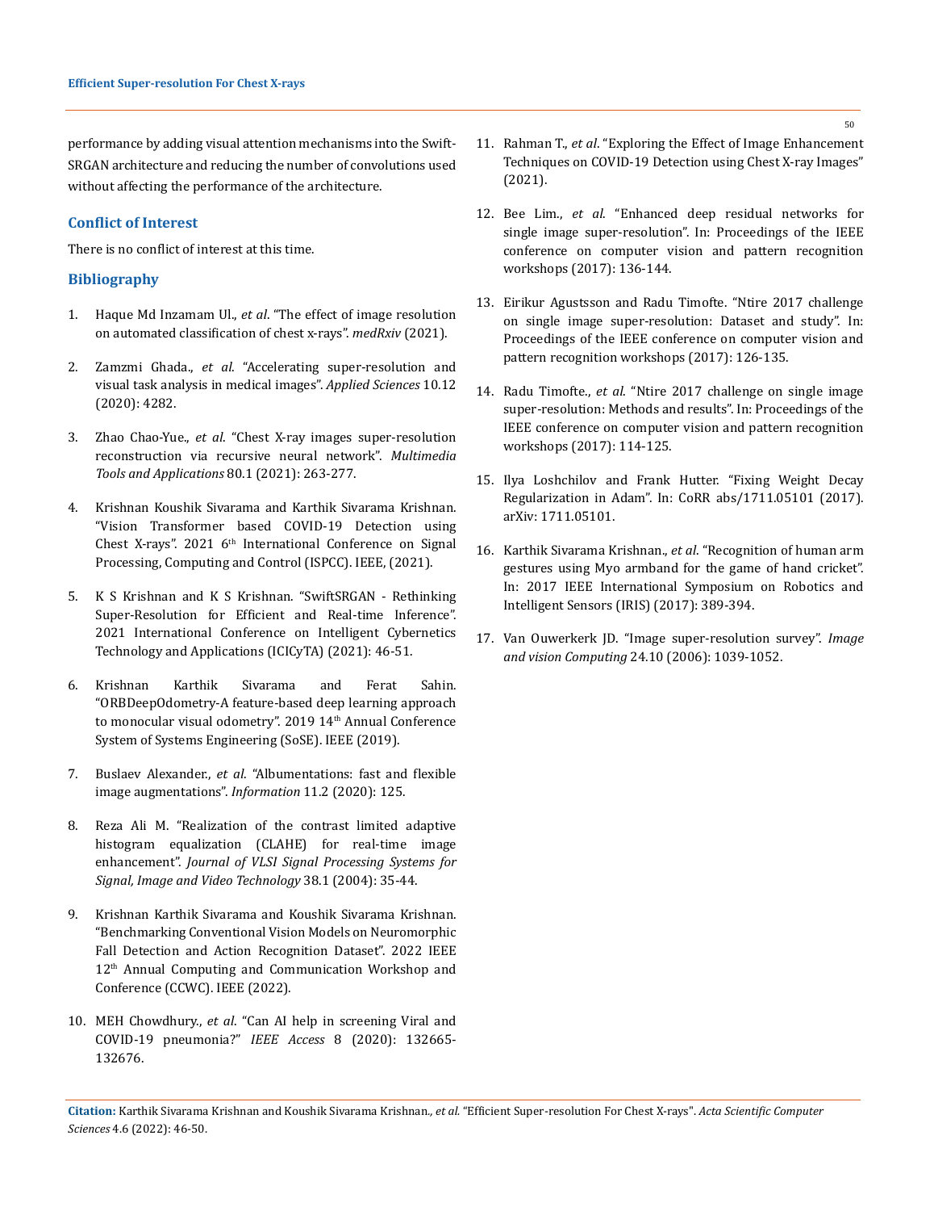performance by adding visual attention mechanisms into the Swift-SRGAN architecture and reducing the number of convolutions used without affecting the performance of the architecture.

## Conflict of Interest

There is no conflict of interest at this time.

## Bibliography

1. Haque Md Inzamam Ul., *et al*. "The effect of image resolution on automated classification of chest x-rays". *medRxiv* (2021).
2. Zamzmi Ghada., *et al*. "Accelerating super-resolution and visual task analysis in medical images". *Applied Sciences* 10.12 (2020): 4282.
3. Zhao Chao-Yue., *et al*. "Chest X-ray images super-resolution reconstruction via recursive neural network". *Multimedia Tools and Applications* 80.1 (2021): 263-277.
4. Krishnan Koushik Sivarama and Karthik Sivarama Krishnan. "Vision Transformer based COVID-19 Detection using Chest X-rays". 2021 6th International Conference on Signal Processing, Computing and Control (ISPCC). IEEE, (2021).
5. K S Krishnan and K S Krishnan. "SwiftSRGAN - Rethinking Super-Resolution for Efficient and Real-time Inference". 2021 International Conference on Intelligent Cybernetics Technology and Applications (ICICyTA) (2021): 46-51.
6. Krishnan Karthik Sivarama and Ferat Sahin. "ORBDeepOdometry-A feature-based deep learning approach to monocular visual odometry". 2019 14th Annual Conference System of Systems Engineering (SoSE). IEEE (2019).
7. Buslaev Alexander., *et al*. "Albumentations: fast and flexible image augmentations". *Information* 11.2 (2020): 125.
8. Reza Ali M. "Realization of the contrast limited adaptive histogram equalization (CLAHE) for real-time image enhancement". *Journal of VLSI Signal Processing Systems for Signal, Image and Video Technology* 38.1 (2004): 35-44.
9. Krishnan Karthik Sivarama and Koushik Sivarama Krishnan. "Benchmarking Conventional Vision Models on Neuromorphic Fall Detection and Action Recognition Dataset". 2022 IEEE 12th Annual Computing and Communication Workshop and Conference (CCWC). IEEE (2022).
10. MEH Chowdhury., *et al*. "Can AI help in screening Viral and COVID-19 pneumonia?" *IEEE Access* 8 (2020): 132665-132676.
11. Rahman T., *et al*. "Exploring the Effect of Image Enhancement Techniques on COVID-19 Detection using Chest X-ray Images" (2021).
12. Bee Lim., *et al*. "Enhanced deep residual networks for single image super-resolution". In: Proceedings of the IEEE conference on computer vision and pattern recognition workshops (2017): 136-144.
13. Eirikur Agustsson and Radu Timofte. "Ntire 2017 challenge on single image super-resolution: Dataset and study". In: Proceedings of the IEEE conference on computer vision and pattern recognition workshops (2017): 126-135.
14. Radu Timofte., *et al*. "Ntire 2017 challenge on single image super-resolution: Methods and results". In: Proceedings of the IEEE conference on computer vision and pattern recognition workshops (2017): 114-125.
15. Ilya Loshchilov and Frank Hutter. "Fixing Weight Decay Regularization in Adam". In: CoRR abs/1711.05101 (2017). arXiv: 1711.05101.
16. Karthik Sivarama Krishnan., *et al*. "Recognition of human arm gestures using Myo armband for the game of hand cricket". In: 2017 IEEE International Symposium on Robotics and Intelligent Sensors (IRIS) (2017): 389-394.
17. Van Ouwerkerk JD. "Image super-resolution survey". *Image and vision Computing* 24.10 (2006): 1039-1052.